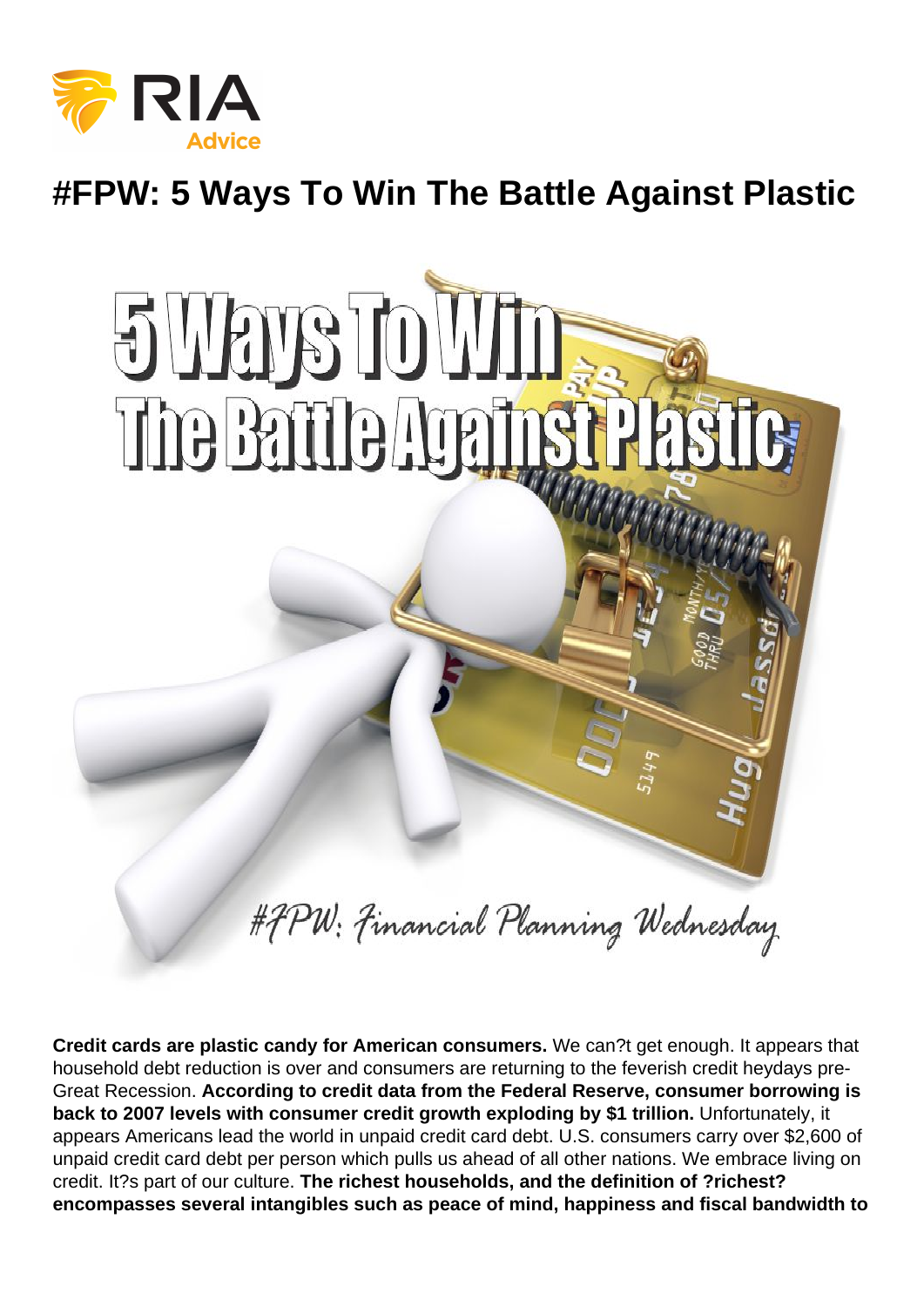# #FPW: 5 Ways To Win The Battle Against Plastic

**Credit cards are plastic candy for American consumers.** We can?t get enough. It appears that household debt reduction is over and consumers are returning to the feverish credit heydays pre-Great Recession. **According to credit data from the Federal Reserve, consumer borrowing is back to 2007 levels with consumer credit growth exploding by $1 trillion.** Unfortunately, it appears Americans lead the world in unpaid credit card debt. U.S. consumers carry over $2,600 of unpaid credit card debt per person which pulls us ahead of all other nations. We embrace living on credit. It?s part of our culture. **The richest households, and the definition of ?richest? encompasses several intangibles such as peace of mind, happiness and fiscal bandwidth to**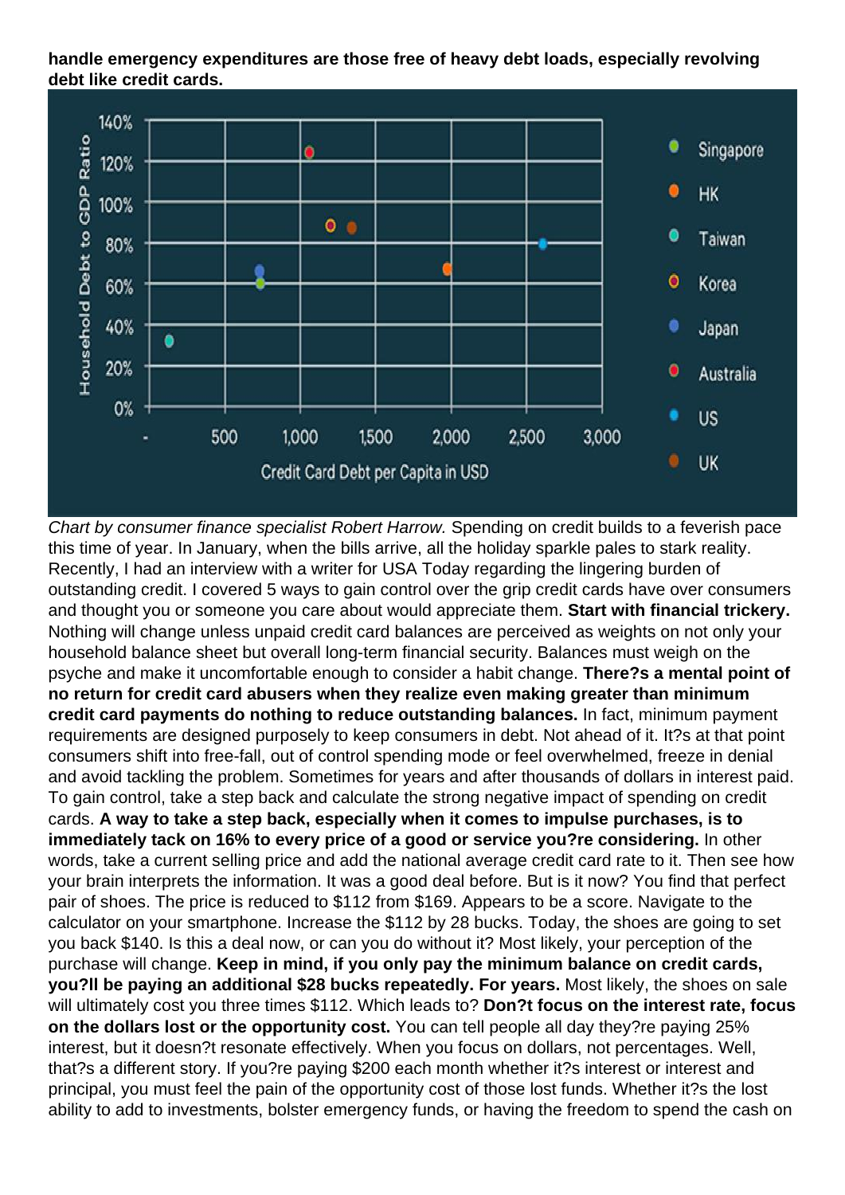**handle emergency expenditures are those free of heavy debt loads, especially revolving debt like credit cards.**

*Chart by consumer finance specialist Robert Harrow.* Spending on credit builds to a feverish pace this time of year. In January, when the bills arrive, all the holiday sparkle pales to stark reality. Recently, I had an interview with a writer for USA Today regarding the lingering burden of outstanding credit. I covered 5 ways to gain control over the grip credit cards have over consumers and thought you or someone you care about would appreciate them. **Start with financial trickery.** Nothing will change unless unpaid credit card balances are perceived as weights on not only your household balance sheet but overall long-term financial security. Balances must weigh on the psyche and make it uncomfortable enough to consider a habit change. **There?s a mental point of no return for credit card abusers when they realize even making greater than minimum credit card payments do nothing to reduce outstanding balances.** In fact, minimum payment requirements are designed purposely to keep consumers in debt. Not ahead of it. It?s at that point consumers shift into free-fall, out of control spending mode or feel overwhelmed, freeze in denial and avoid tackling the problem. Sometimes for years and after thousands of dollars in interest paid. To gain control, take a step back and calculate the strong negative impact of spending on credit cards. **A way to take a step back, especially when it comes to impulse purchases, is to immediately tack on 16% to every price of a good or service you?re considering.** In other words, take a current selling price and add the national average credit card rate to it. Then see how your brain interprets the information. It was a good deal before. But is it now? You find that perfect pair of shoes. The price is reduced to $112 from $169. Appears to be a score. Navigate to the calculator on your smartphone. Increase the $112 by 28 bucks. Today, the shoes are going to set you back $140. Is this a deal now, or can you do without it? Most likely, your perception of the purchase will change. **Keep in mind, if you only pay the minimum balance on credit cards, you?ll be paying an additional $28 bucks repeatedly. For years.** Most likely, the shoes on sale will ultimately cost you three times $112. Which leads to? **Don?t focus on the interest rate, focus on the dollars lost or the opportunity cost.** You can tell people all day they?re paying 25% interest, but it doesn?t resonate effectively. When you focus on dollars, not percentages. Well, that?s a different story. If you?re paying $200 each month whether it?s interest or interest and principal, you must feel the pain of the opportunity cost of those lost funds. Whether it?s the lost ability to add to investments, bolster emergency funds, or having the freedom to spend the cash on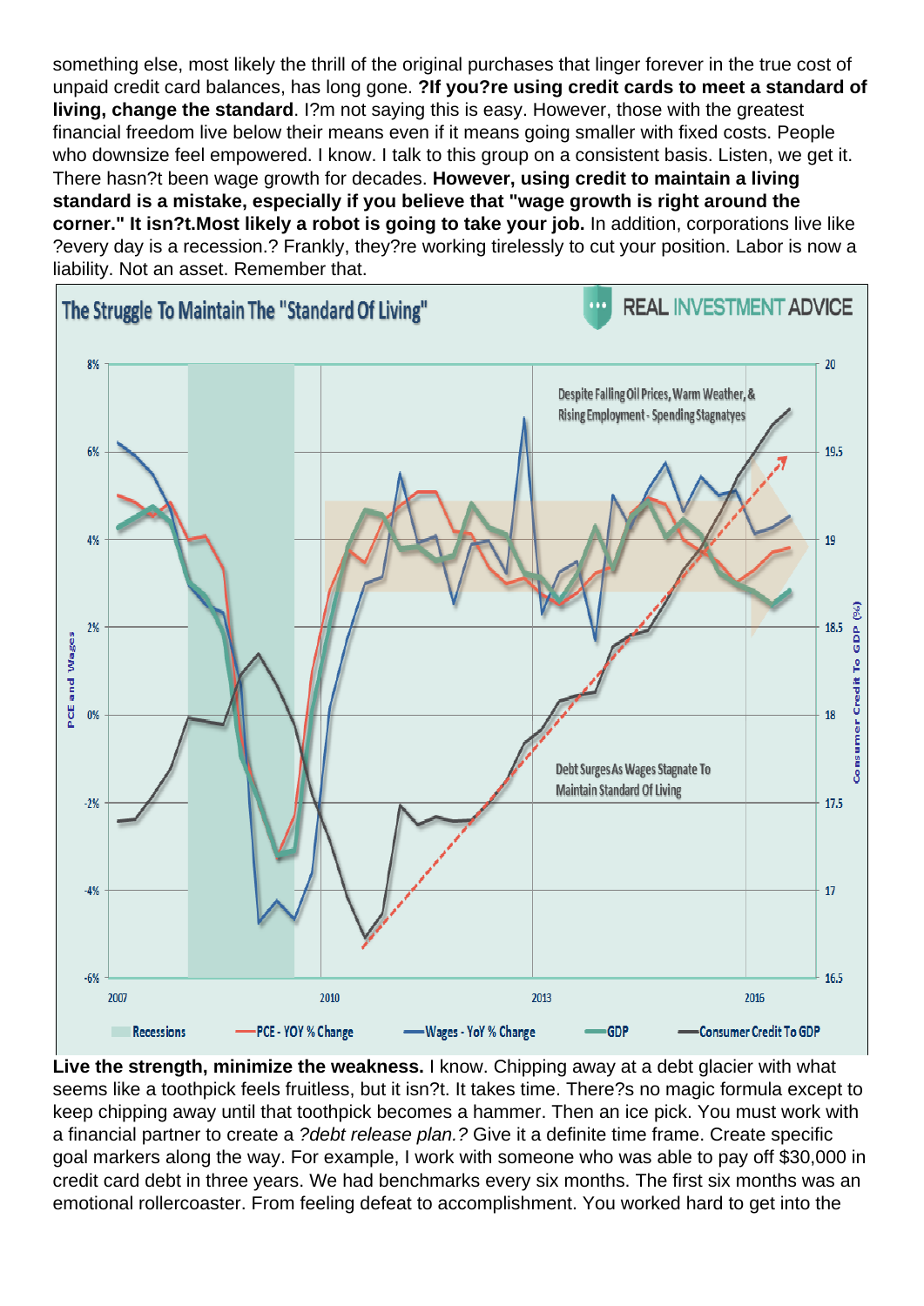something else, most likely the thrill of the original purchases that linger forever in the true cost of unpaid credit card balances, has long gone. **?If you?re using credit cards to meet a standard of living, change the standard**. I?m not saying this is easy. However, those with the greatest financial freedom live below their means even if it means going smaller with fixed costs. People who downsize feel empowered. I know. I talk to this group on a consistent basis. Listen, we get it. There hasn?t been wage growth for decades. **However, using credit to maintain a living standard is a mistake, especially if you believe that "wage growth is right around the corner." It isn?t.Most likely a robot is going to take your job.** In addition, corporations live like ?every day is a recession.? Frankly, they?re working tirelessly to cut your position. Labor is now a liability. Not an asset. Remember that.

**Live the strength, minimize the weakness.** I know. Chipping away at a debt glacier with what seems like a toothpick feels fruitless, but it isn?t. It takes time. There?s no magic formula except to keep chipping away until that toothpick becomes a hammer. Then an ice pick. You must work with a financial partner to create a *?debt release plan.?* Give it a definite time frame. Create specific goal markers along the way. For example, I work with someone who was able to pay off $30,000 in credit card debt in three years. We had benchmarks every six months. The first six months was an emotional rollercoaster. From feeling defeat to accomplishment. You worked hard to get into the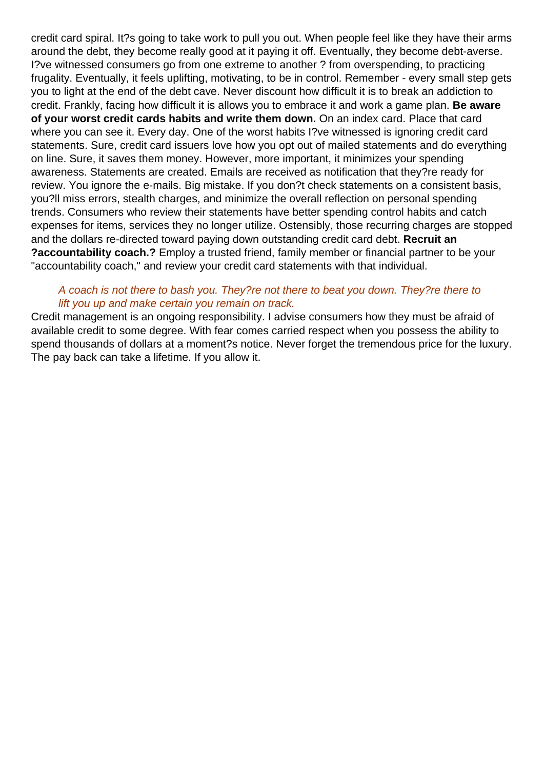credit card spiral. It?s going to take work to pull you out. When people feel like they have their arms around the debt, they become really good at it paying it off. Eventually, they become debt-averse. I?ve witnessed consumers go from one extreme to another ? from overspending, to practicing frugality. Eventually, it feels uplifting, motivating, to be in control. Remember - every small step gets you to light at the end of the debt cave. Never discount how difficult it is to break an addiction to credit. Frankly, facing how difficult it is allows you to embrace it and work a game plan. **Be aware of your worst credit cards habits and write them down.** On an index card. Place that card where you can see it. Every day. One of the worst habits I?ve witnessed is ignoring credit card statements. Sure, credit card issuers love how you opt out of mailed statements and do everything on line. Sure, it saves them money. However, more important, it minimizes your spending awareness. Statements are created. Emails are received as notification that they?re ready for review. You ignore the e-mails. Big mistake. If you don?t check statements on a consistent basis, you?ll miss errors, stealth charges, and minimize the overall reflection on personal spending trends. Consumers who review their statements have better spending control habits and catch expenses for items, services they no longer utilize. Ostensibly, those recurring charges are stopped and the dollars re-directed toward paying down outstanding credit card debt. **Recruit an ?accountability coach.?** Employ a trusted friend, family member or financial partner to be your "accountability coach," and review your credit card statements with that individual.

> *A coach is not there to bash you. They?re not there to beat you down. They?re there to lift you up and make certain you remain on track.*

Credit management is an ongoing responsibility. I advise consumers how they must be afraid of available credit to some degree. With fear comes carried respect when you possess the ability to spend thousands of dollars at a moment?s notice. Never forget the tremendous price for the luxury. The pay back can take a lifetime. If you allow it.